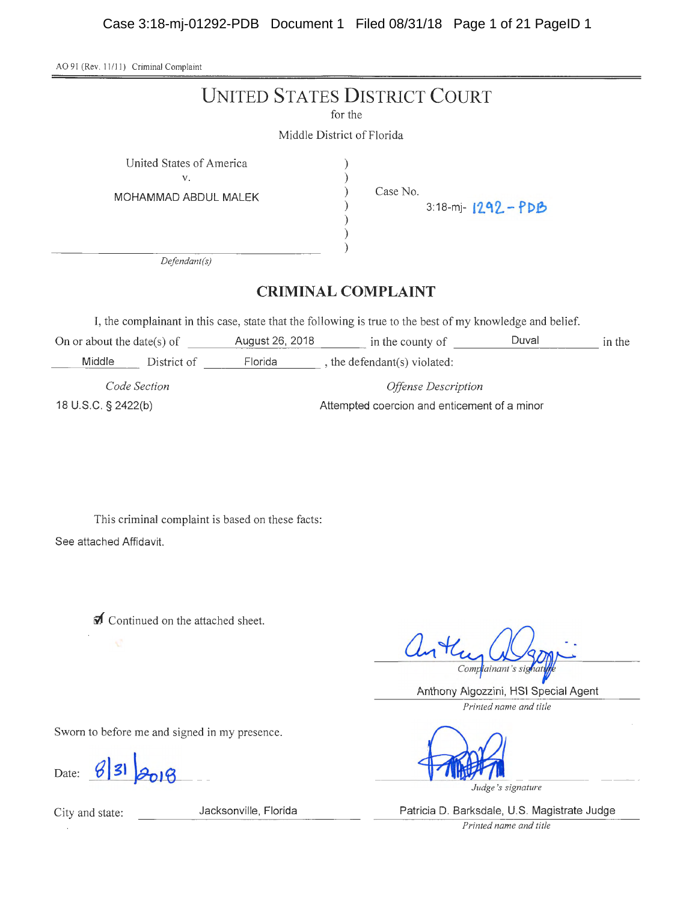AO 91 (Rev. 11/11) Criminal Complaint

# UNITED STATES DISTRICT COURT

for the

Middle District of Florida

United States of America
v.
MOHAMMAD ABDUL MALEK

*Defendant(s)*

Case No. 3:18-mj- 1292 - PDB

## CRIMINAL COMPLAINT

I, the complainant in this case, state that the following is true to the best of my knowledge and belief.

On or about the date(s) of August 26, 2018 in the county of Duval in the Middle District of Florida, the defendant(s) violated:

| *Code Section* | *Offense Description* |
|---|---|
| 18 U.S.C. § 2422(b) | Attempted coercion and enticement of a minor |

This criminal complaint is based on these facts:

See attached Affidavit.

☑ Continued on the attached sheet.

*Complainant's signature*

Anthony Algozzini, HSI Special Agent

*Printed name and title*

Sworn to before me and signed in my presence.

Date: 8/31/2018

*Judge's signature*

City and state: Jacksonville, Florida

Patricia D. Barksdale, U.S. Magistrate Judge

*Printed name and title*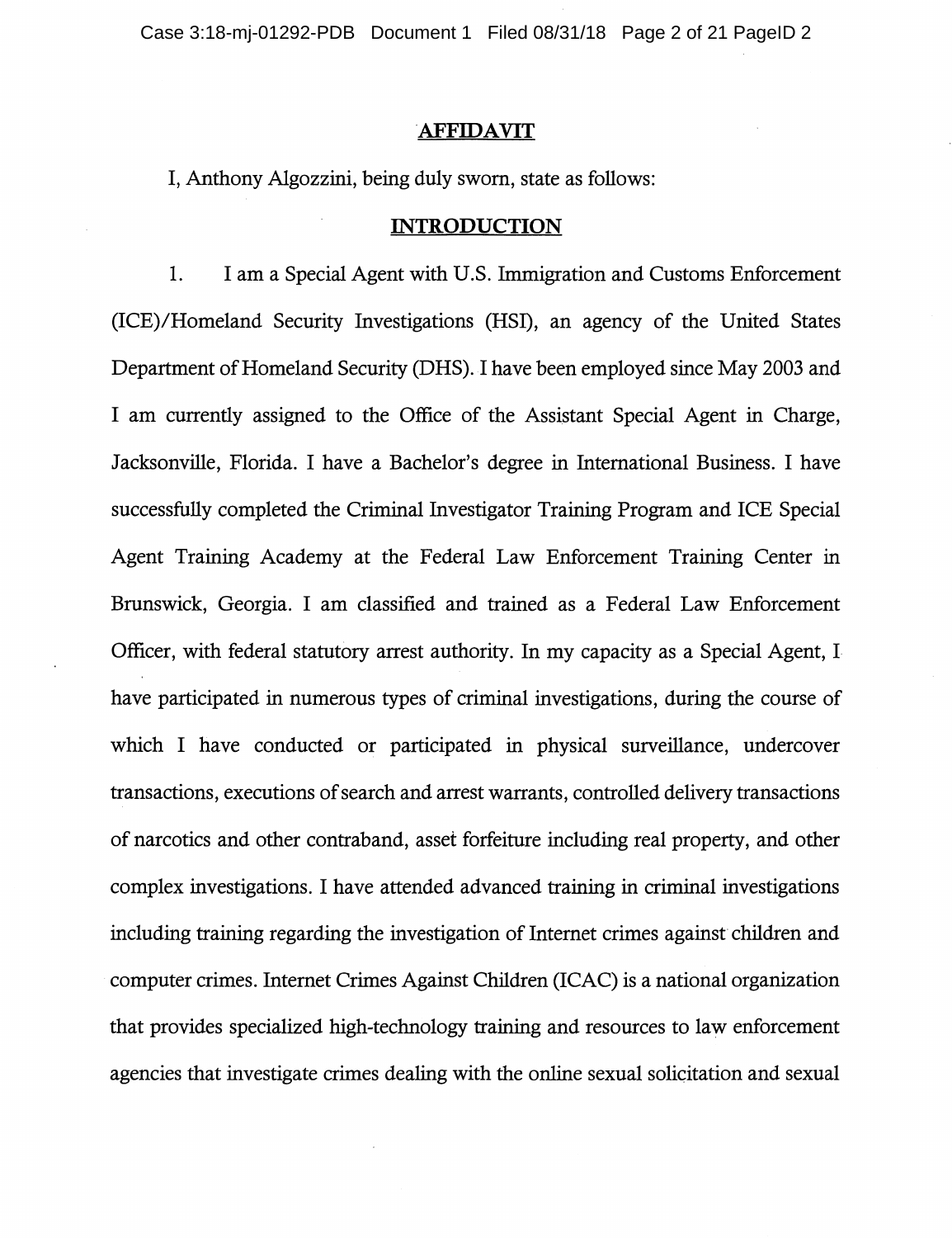## AFFIDAVIT

I, Anthony Algozzini, being duly sworn, state as follows:

## INTRODUCTION

1. I am a Special Agent with U.S. Immigration and Customs Enforcement (ICE)/Homeland Security Investigations (HSI), an agency of the United States Department of Homeland Security (DHS). I have been employed since May 2003 and I am currently assigned to the Office of the Assistant Special Agent in Charge, Jacksonville, Florida. I have a Bachelor's degree in International Business. I have successfully completed the Criminal Investigator Training Program and ICE Special Agent Training Academy at the Federal Law Enforcement Training Center in Brunswick, Georgia. I am classified and trained as a Federal Law Enforcement Officer, with federal statutory arrest authority. In my capacity as a Special Agent, I have participated in numerous types of criminal investigations, during the course of which I have conducted or participated in physical surveillance, undercover transactions, executions of search and arrest warrants, controlled delivery transactions of narcotics and other contraband, asset forfeiture including real property, and other complex investigations. I have attended advanced training in criminal investigations including training regarding the investigation of Internet crimes against children and computer crimes. Internet Crimes Against Children (ICAC) is a national organization that provides specialized high-technology training and resources to law enforcement agencies that investigate crimes dealing with the online sexual solicitation and sexual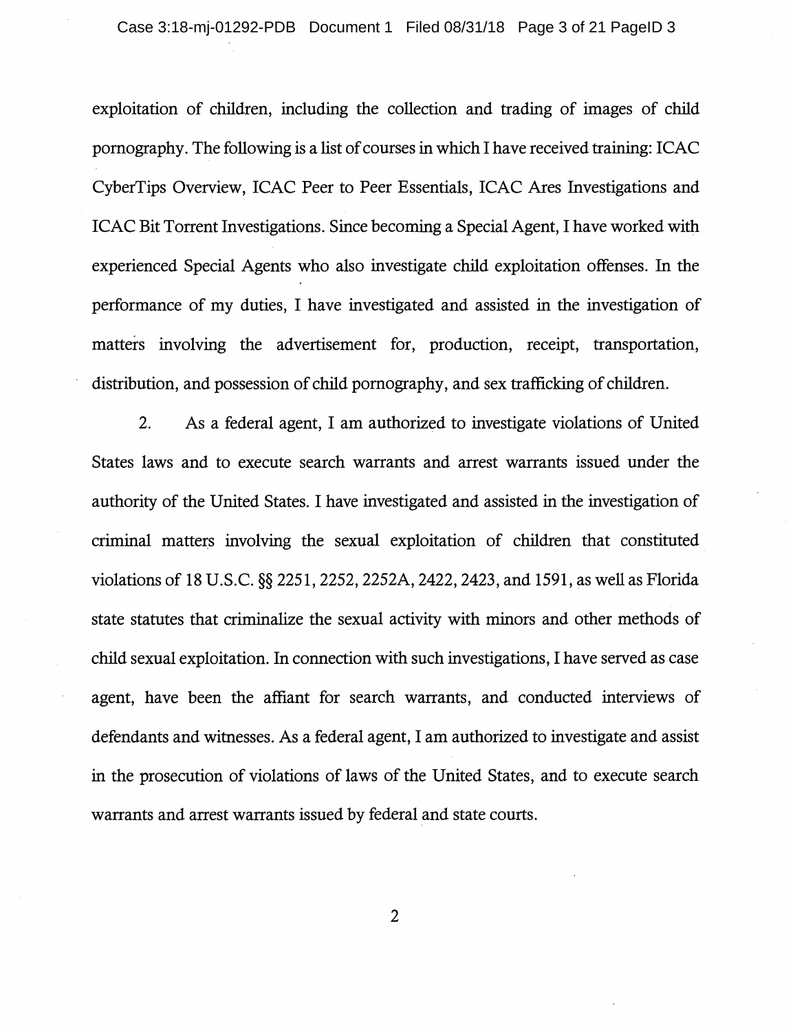exploitation of children, including the collection and trading of images of child pornography. The following is a list of courses in which I have received training: ICAC CyberTips Overview, ICAC Peer to Peer Essentials, ICAC Ares Investigations and ICAC Bit Torrent Investigations. Since becoming a Special Agent, I have worked with experienced Special Agents who also investigate child exploitation offenses. In the performance of my duties, I have investigated and assisted in the investigation of matters involving the advertisement for, production, receipt, transportation, distribution, and possession of child pornography, and sex trafficking of children.

2. As a federal agent, I am authorized to investigate violations of United States laws and to execute search warrants and arrest warrants issued under the authority of the United States. I have investigated and assisted in the investigation of criminal matters involving the sexual exploitation of children that constituted violations of 18 U.S.C. §§ 2251, 2252, 2252A, 2422, 2423, and 1591, as well as Florida state statutes that criminalize the sexual activity with minors and other methods of child sexual exploitation. In connection with such investigations, I have served as case agent, have been the affiant for search warrants, and conducted interviews of defendants and witnesses. As a federal agent, I am authorized to investigate and assist in the prosecution of violations of laws of the United States, and to execute search warrants and arrest warrants issued by federal and state courts.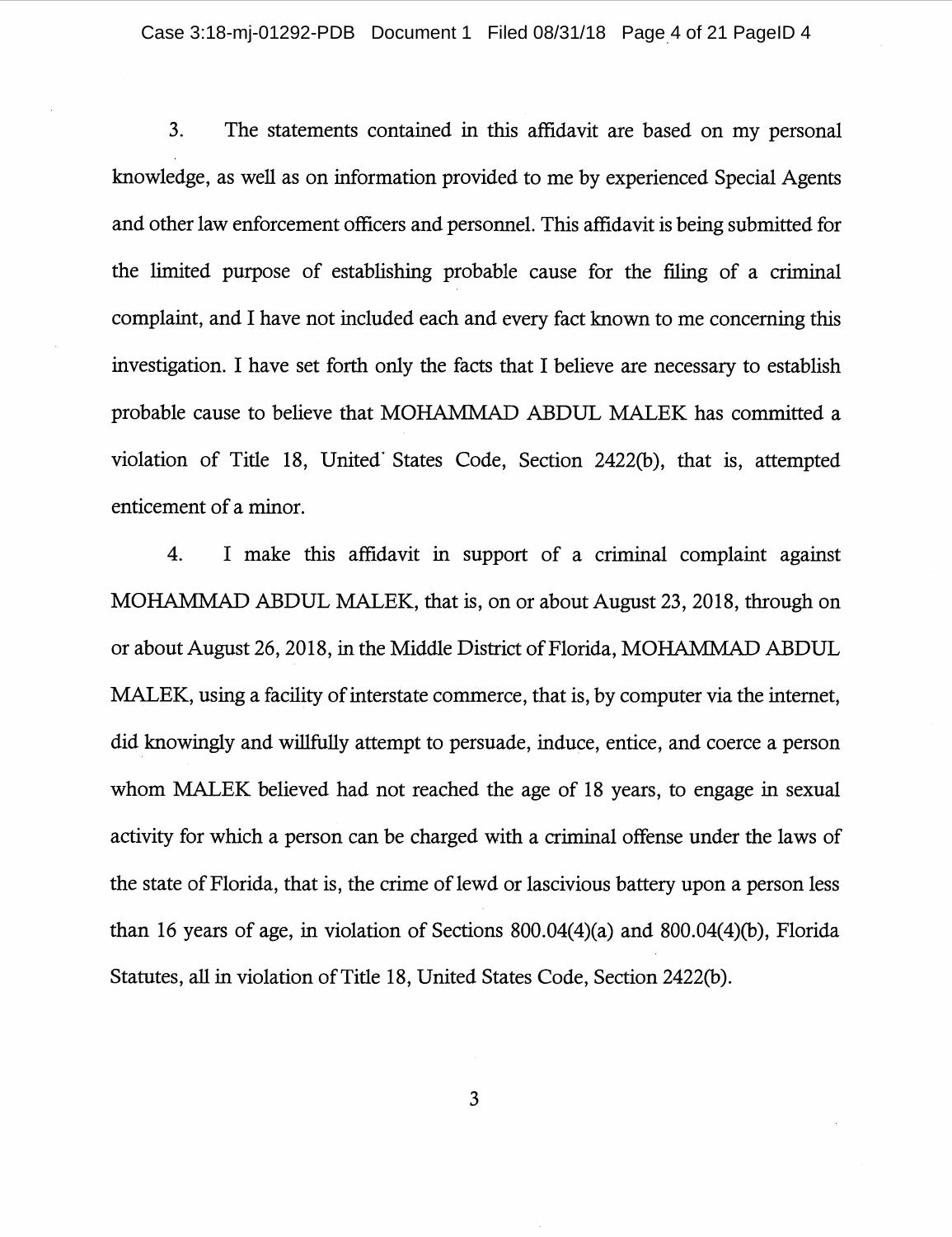3. The statements contained in this affidavit are based on my personal knowledge, as well as on information provided to me by experienced Special Agents and other law enforcement officers and personnel. This affidavit is being submitted for the limited purpose of establishing probable cause for the filing of a criminal complaint, and I have not included each and every fact known to me concerning this investigation. I have set forth only the facts that I believe are necessary to establish probable cause to believe that MOHAMMAD ABDUL MALEK has committed a violation of Title 18, United States Code, Section 2422(b), that is, attempted enticement of a minor.

4. I make this affidavit in support of a criminal complaint against MOHAMMAD ABDUL MALEK, that is, on or about August 23, 2018, through on or about August 26, 2018, in the Middle District of Florida, MOHAMMAD ABDUL MALEK, using a facility of interstate commerce, that is, by computer via the internet, did knowingly and willfully attempt to persuade, induce, entice, and coerce a person whom MALEK believed had not reached the age of 18 years, to engage in sexual activity for which a person can be charged with a criminal offense under the laws of the state of Florida, that is, the crime of lewd or lascivious battery upon a person less than 16 years of age, in violation of Sections 800.04(4)(a) and 800.04(4)(b), Florida Statutes, all in violation of Title 18, United States Code, Section 2422(b).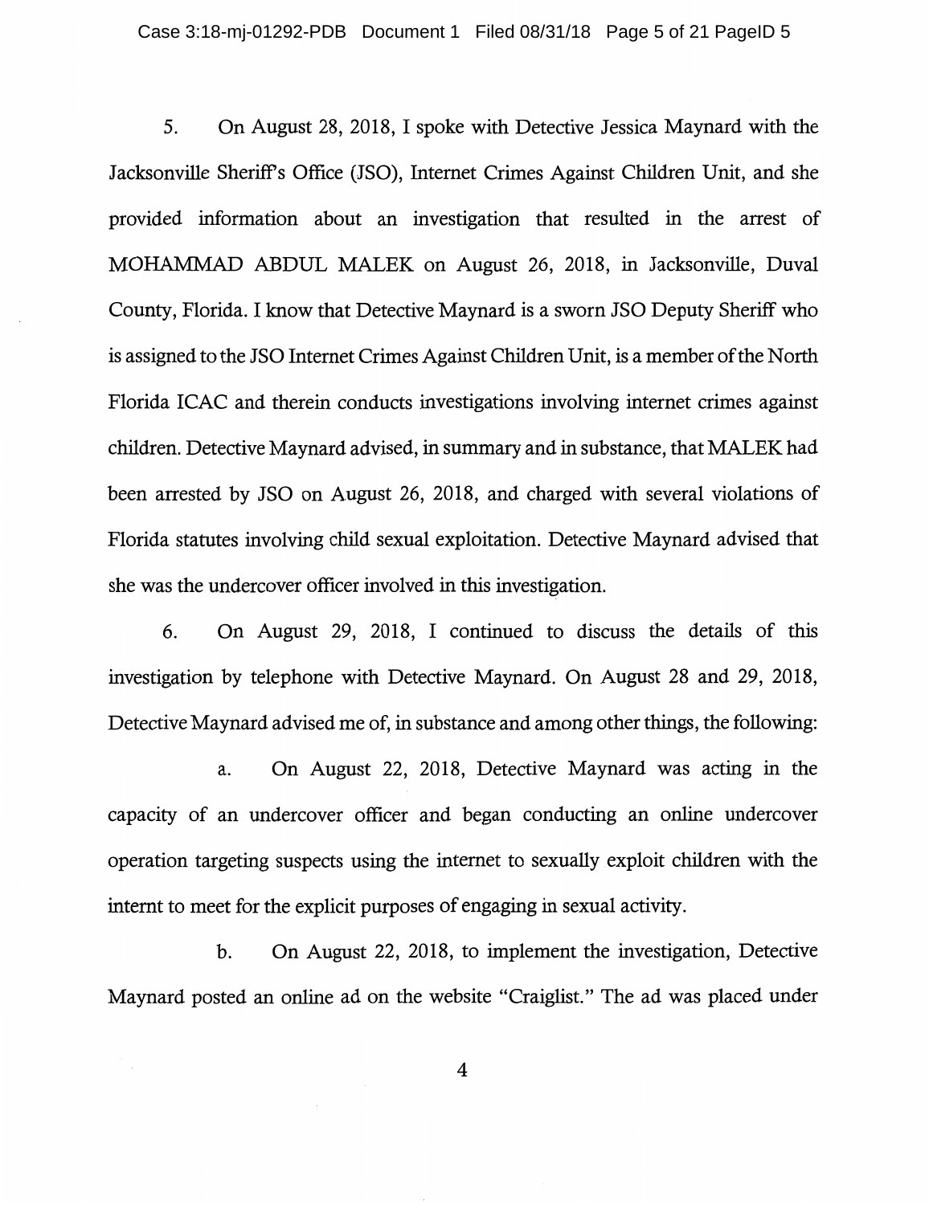5. On August 28, 2018, I spoke with Detective Jessica Maynard with the Jacksonville Sheriff's Office (JSO), Internet Crimes Against Children Unit, and she provided information about an investigation that resulted in the arrest of MOHAMMAD ABDUL MALEK on August 26, 2018, in Jacksonville, Duval County, Florida. I know that Detective Maynard is a sworn JSO Deputy Sheriff who is assigned to the JSO Internet Crimes Against Children Unit, is a member of the North Florida ICAC and therein conducts investigations involving internet crimes against children. Detective Maynard advised, in summary and in substance, that MALEK had been arrested by JSO on August 26, 2018, and charged with several violations of Florida statutes involving child sexual exploitation. Detective Maynard advised that she was the undercover officer involved in this investigation.

6. On August 29, 2018, I continued to discuss the details of this investigation by telephone with Detective Maynard. On August 28 and 29, 2018, Detective Maynard advised me of, in substance and among other things, the following:

a. On August 22, 2018, Detective Maynard was acting in the capacity of an undercover officer and began conducting an online undercover operation targeting suspects using the internet to sexually exploit children with the internt to meet for the explicit purposes of engaging in sexual activity.

b. On August 22, 2018, to implement the investigation, Detective Maynard posted an online ad on the website "Craiglist." The ad was placed under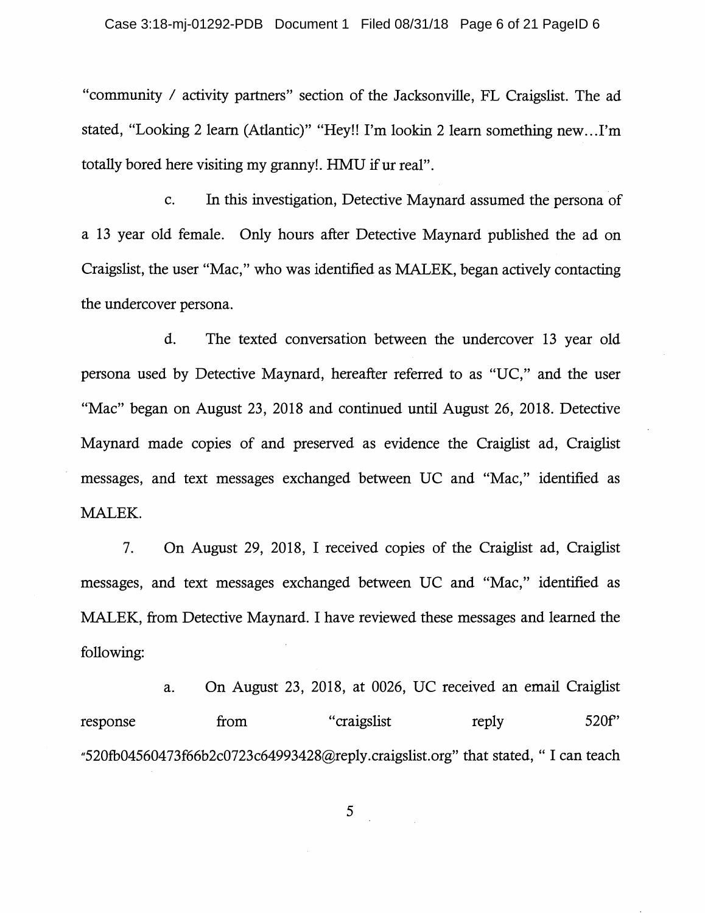"community / activity partners" section of the Jacksonville, FL Craigslist. The ad stated, "Looking 2 learn (Atlantic)" "Hey!! I'm lookin 2 learn something new…I'm totally bored here visiting my granny!. HMU if ur real".

c. In this investigation, Detective Maynard assumed the persona of a 13 year old female. Only hours after Detective Maynard published the ad on Craigslist, the user "Mac," who was identified as MALEK, began actively contacting the undercover persona.

d. The texted conversation between the undercover 13 year old persona used by Detective Maynard, hereafter referred to as "UC," and the user "Mac" began on August 23, 2018 and continued until August 26, 2018. Detective Maynard made copies of and preserved as evidence the Craiglist ad, Craiglist messages, and text messages exchanged between UC and "Mac," identified as MALEK.

7. On August 29, 2018, I received copies of the Craiglist ad, Craiglist messages, and text messages exchanged between UC and "Mac," identified as MALEK, from Detective Maynard. I have reviewed these messages and learned the following:

a. On August 23, 2018, at 0026, UC received an email Craiglist response from "craigslist reply 520f" "520fb04560473f66b2c0723c64993428@reply.craigslist.org" that stated, " I can teach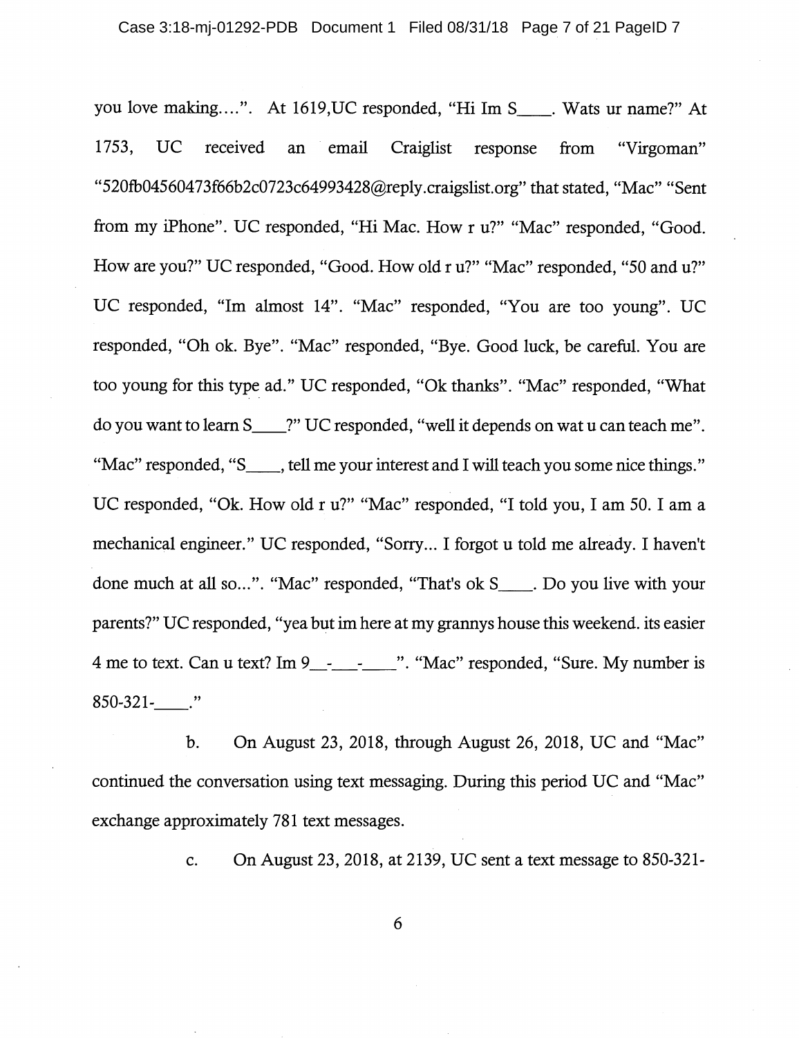you love making....". At 1619,UC responded, "Hi Im S____. Wats ur name?" At 1753, UC received an email Craiglist response from "Virgoman" "520fb04560473f66b2c0723c64993428@reply.craigslist.org" that stated, "Mac" "Sent from my iPhone". UC responded, "Hi Mac. How r u?" "Mac" responded, "Good. How are you?" UC responded, "Good. How old r u?" "Mac" responded, "50 and u?" UC responded, "Im almost 14". "Mac" responded, "You are too young". UC responded, "Oh ok. Bye". "Mac" responded, "Bye. Good luck, be careful. You are too young for this type ad." UC responded, "Ok thanks". "Mac" responded, "What do you want to learn S____?" UC responded, "well it depends on wat u can teach me". "Mac" responded, "S____, tell me your interest and I will teach you some nice things." UC responded, "Ok. How old r u?" "Mac" responded, "I told you, I am 50. I am a mechanical engineer." UC responded, "Sorry... I forgot u told me already. I haven't done much at all so...". "Mac" responded, "That's ok S____. Do you live with your parents?" UC responded, "yea but im here at my grannys house this weekend. its easier 4 me to text. Can u text? Im 9__-___-____". "Mac" responded, "Sure. My number is 850-321-____."

b. On August 23, 2018, through August 26, 2018, UC and "Mac" continued the conversation using text messaging. During this period UC and "Mac" exchange approximately 781 text messages.

c. On August 23, 2018, at 2139, UC sent a text message to 850-321-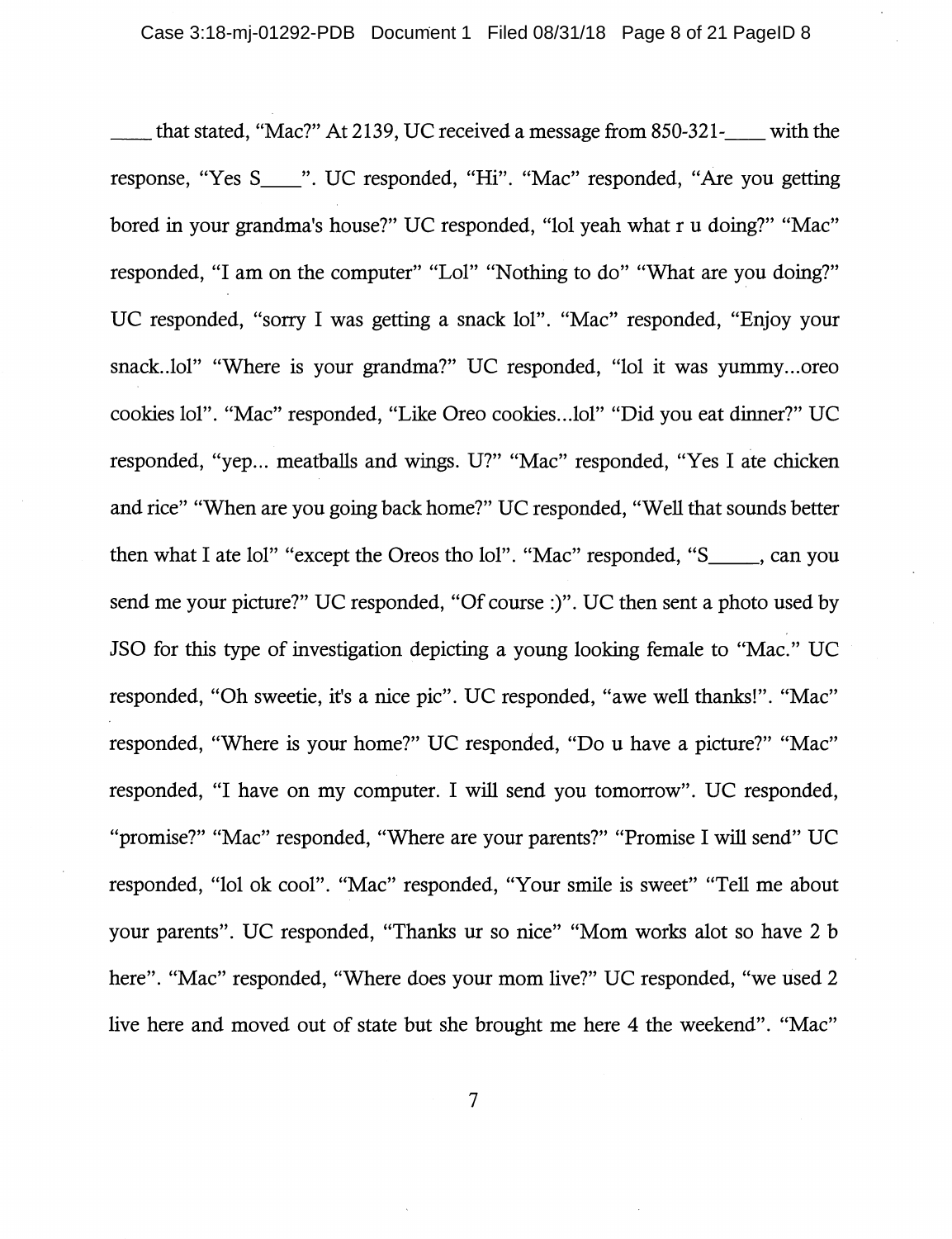____ that stated, "Mac?" At 2139, UC received a message from 850-321-____ with the response, "Yes S____". UC responded, "Hi". "Mac" responded, "Are you getting bored in your grandma's house?" UC responded, "lol yeah what r u doing?" "Mac" responded, "I am on the computer" "Lol" "Nothing to do" "What are you doing?" UC responded, "sorry I was getting a snack lol". "Mac" responded, "Enjoy your snack..lol" "Where is your grandma?" UC responded, "lol it was yummy...oreo cookies lol". "Mac" responded, "Like Oreo cookies...lol" "Did you eat dinner?" UC responded, "yep... meatballs and wings. U?" "Mac" responded, "Yes I ate chicken and rice" "When are you going back home?" UC responded, "Well that sounds better then what I ate lol" "except the Oreos tho lol". "Mac" responded, "S_____, can you send me your picture?" UC responded, "Of course :)". UC then sent a photo used by JSO for this type of investigation depicting a young looking female to "Mac." UC responded, "Oh sweetie, it's a nice pic". UC responded, "awe well thanks!". "Mac" responded, "Where is your home?" UC responded, "Do u have a picture?" "Mac" responded, "I have on my computer. I will send you tomorrow". UC responded, "promise?" "Mac" responded, "Where are your parents?" "Promise I will send" UC responded, "lol ok cool". "Mac" responded, "Your smile is sweet" "Tell me about your parents". UC responded, "Thanks ur so nice" "Mom works alot so have 2 b here". "Mac" responded, "Where does your mom live?" UC responded, "we used 2 live here and moved out of state but she brought me here 4 the weekend". "Mac"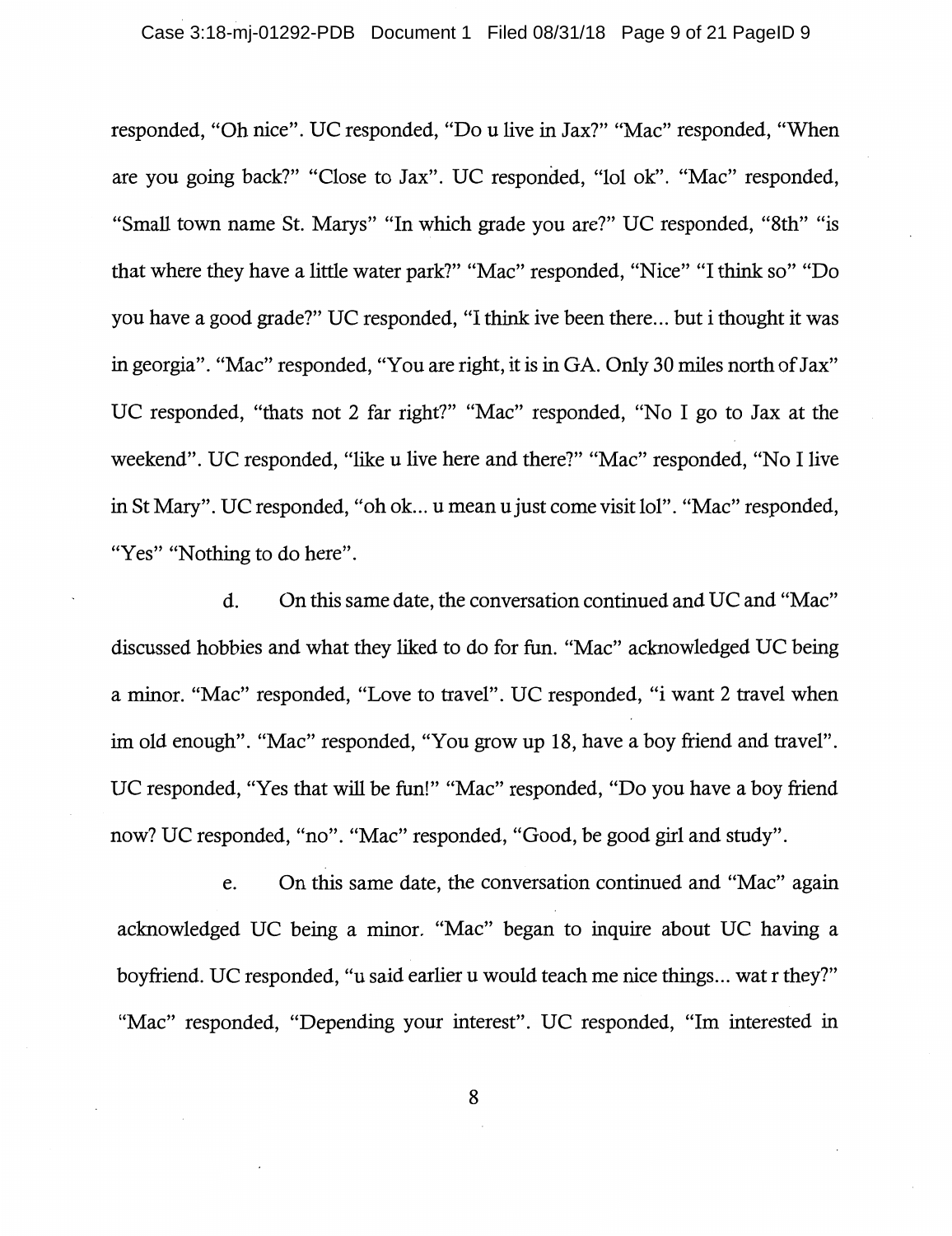responded, "Oh nice". UC responded, "Do u live in Jax?" "Mac" responded, "When are you going back?" "Close to Jax". UC responded, "lol ok". "Mac" responded, "Small town name St. Marys" "In which grade you are?" UC responded, "8th" "is that where they have a little water park?" "Mac" responded, "Nice" "I think so" "Do you have a good grade?" UC responded, "I think ive been there... but i thought it was in georgia". "Mac" responded, "You are right, it is in GA. Only 30 miles north of Jax" UC responded, "thats not 2 far right?" "Mac" responded, "No I go to Jax at the weekend". UC responded, "like u live here and there?" "Mac" responded, "No I live in St Mary". UC responded, "oh ok... u mean u just come visit lol". "Mac" responded, "Yes" "Nothing to do here".

d. On this same date, the conversation continued and UC and "Mac" discussed hobbies and what they liked to do for fun. "Mac" acknowledged UC being a minor. "Mac" responded, "Love to travel". UC responded, "i want 2 travel when im old enough". "Mac" responded, "You grow up 18, have a boy friend and travel". UC responded, "Yes that will be fun!" "Mac" responded, "Do you have a boy friend now? UC responded, "no". "Mac" responded, "Good, be good girl and study".

e. On this same date, the conversation continued and "Mac" again acknowledged UC being a minor. "Mac" began to inquire about UC having a boyfriend. UC responded, "u said earlier u would teach me nice things... wat r they?" "Mac" responded, "Depending your interest". UC responded, "Im interested in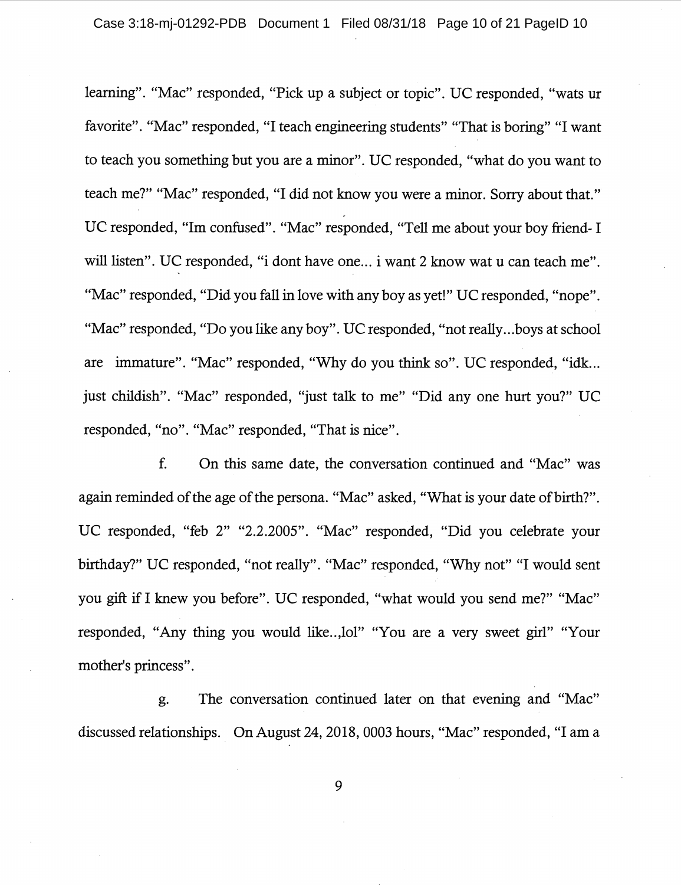learning". "Mac" responded, "Pick up a subject or topic". UC responded, "wats ur favorite". "Mac" responded, "I teach engineering students" "That is boring" "I want to teach you something but you are a minor". UC responded, "what do you want to teach me?" "Mac" responded, "I did not know you were a minor. Sorry about that." UC responded, "Im confused". "Mac" responded, "Tell me about your boy friend- I will listen". UC responded, "i dont have one... i want 2 know wat u can teach me". "Mac" responded, "Did you fall in love with any boy as yet!" UC responded, "nope". "Mac" responded, "Do you like any boy". UC responded, "not really...boys at school are immature". "Mac" responded, "Why do you think so". UC responded, "idk... just childish". "Mac" responded, "just talk to me" "Did any one hurt you?" UC responded, "no". "Mac" responded, "That is nice".

f. On this same date, the conversation continued and "Mac" was again reminded of the age of the persona. "Mac" asked, "What is your date of birth?". UC responded, "feb 2" "2.2.2005". "Mac" responded, "Did you celebrate your birthday?" UC responded, "not really". "Mac" responded, "Why not" "I would sent you gift if I knew you before". UC responded, "what would you send me?" "Mac" responded, "Any thing you would like..,lol" "You are a very sweet girl" "Your mother's princess".

g. The conversation continued later on that evening and "Mac" discussed relationships. On August 24, 2018, 0003 hours, "Mac" responded, "I am a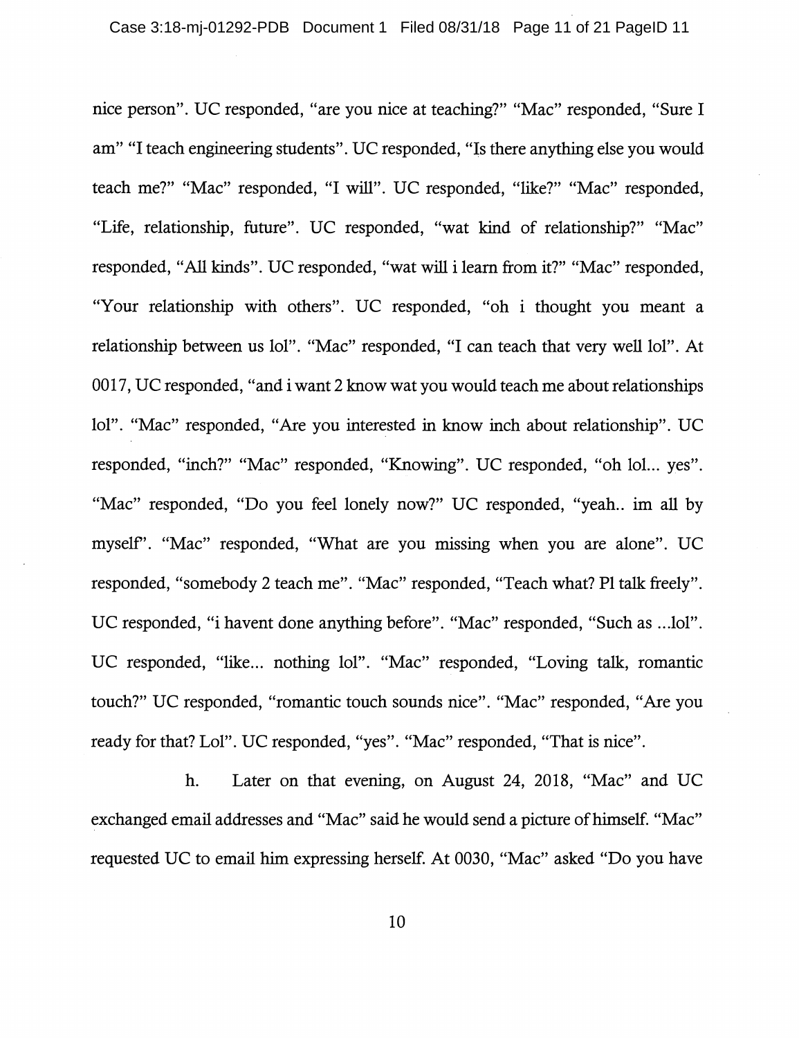nice person". UC responded, "are you nice at teaching?" "Mac" responded, "Sure I am" "I teach engineering students". UC responded, "Is there anything else you would teach me?" "Mac" responded, "I will". UC responded, "like?" "Mac" responded, "Life, relationship, future". UC responded, "wat kind of relationship?" "Mac" responded, "All kinds". UC responded, "wat will i learn from it?" "Mac" responded, "Your relationship with others". UC responded, "oh i thought you meant a relationship between us lol". "Mac" responded, "I can teach that very well lol". At 0017, UC responded, "and i want 2 know wat you would teach me about relationships lol". "Mac" responded, "Are you interested in know inch about relationship". UC responded, "inch?" "Mac" responded, "Knowing". UC responded, "oh lol... yes". "Mac" responded, "Do you feel lonely now?" UC responded, "yeah.. im all by myself". "Mac" responded, "What are you missing when you are alone". UC responded, "somebody 2 teach me". "Mac" responded, "Teach what? Pl talk freely". UC responded, "i havent done anything before". "Mac" responded, "Such as ...lol". UC responded, "like... nothing lol". "Mac" responded, "Loving talk, romantic touch?" UC responded, "romantic touch sounds nice". "Mac" responded, "Are you ready for that? Lol". UC responded, "yes". "Mac" responded, "That is nice".

h. Later on that evening, on August 24, 2018, "Mac" and UC exchanged email addresses and "Mac" said he would send a picture of himself. "Mac" requested UC to email him expressing herself. At 0030, "Mac" asked "Do you have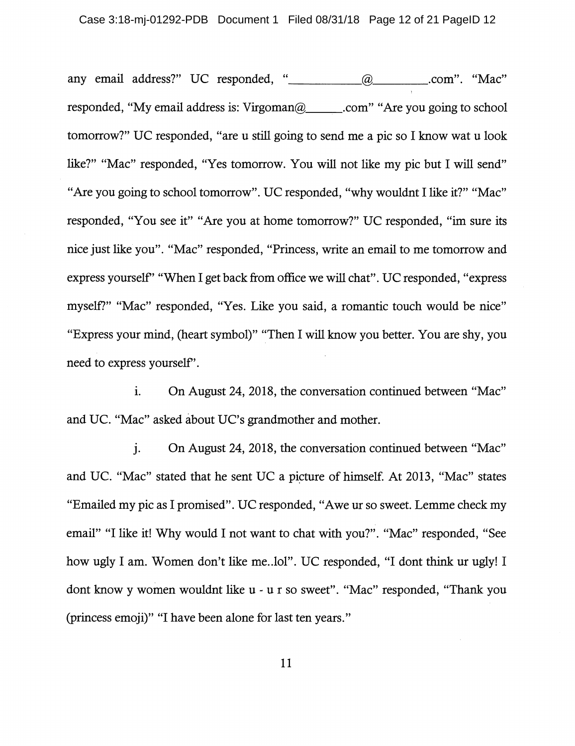any email address?" UC responded, "___________@_________.com". "Mac" responded, "My email address is: Virgoman@______.com" "Are you going to school tomorrow?" UC responded, "are u still going to send me a pic so I know wat u look like?" "Mac" responded, "Yes tomorrow. You will not like my pic but I will send" "Are you going to school tomorrow". UC responded, "why wouldnt I like it?" "Mac" responded, "You see it" "Are you at home tomorrow?" UC responded, "im sure its nice just like you". "Mac" responded, "Princess, write an email to me tomorrow and express yourself" "When I get back from office we will chat". UC responded, "express myself?" "Mac" responded, "Yes. Like you said, a romantic touch would be nice" "Express your mind, (heart symbol)" "Then I will know you better. You are shy, you need to express yourself".

i. On August 24, 2018, the conversation continued between "Mac" and UC. "Mac" asked about UC's grandmother and mother.

j. On August 24, 2018, the conversation continued between "Mac" and UC. "Mac" stated that he sent UC a picture of himself. At 2013, "Mac" states "Emailed my pic as I promised". UC responded, "Awe ur so sweet. Lemme check my email" "I like it! Why would I not want to chat with you?". "Mac" responded, "See how ugly I am. Women don't like me..lol". UC responded, "I dont think ur ugly! I dont know y women wouldnt like u - u r so sweet". "Mac" responded, "Thank you (princess emoji)" "I have been alone for last ten years."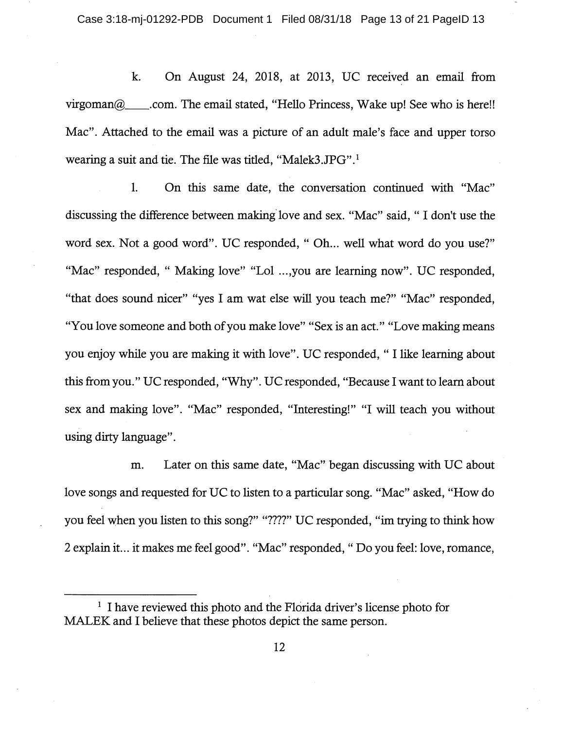k. On August 24, 2018, at 2013, UC received an email from virgoman@____.com. The email stated, "Hello Princess, Wake up! See who is here!! Mac". Attached to the email was a picture of an adult male's face and upper torso wearing a suit and tie. The file was titled, "Malek3.JPG".[1]

l. On this same date, the conversation continued with "Mac" discussing the difference between making love and sex. "Mac" said, " I don't use the word sex. Not a good word". UC responded, " Oh... well what word do you use?" "Mac" responded, " Making love" "Lol ...,you are learning now". UC responded, "that does sound nicer" "yes I am wat else will you teach me?" "Mac" responded, "You love someone and both of you make love" "Sex is an act." "Love making means you enjoy while you are making it with love". UC responded, " I like learning about this from you." UC responded, "Why". UC responded, "Because I want to learn about sex and making love". "Mac" responded, "Interesting!" "I will teach you without using dirty language".

m. Later on this same date, "Mac" began discussing with UC about love songs and requested for UC to listen to a particular song. "Mac" asked, "How do you feel when you listen to this song?" "????" UC responded, "im trying to think how 2 explain it... it makes me feel good". "Mac" responded, " Do you feel: love, romance,

---

[1] I have reviewed this photo and the Florida driver's license photo for MALEK and I believe that these photos depict the same person.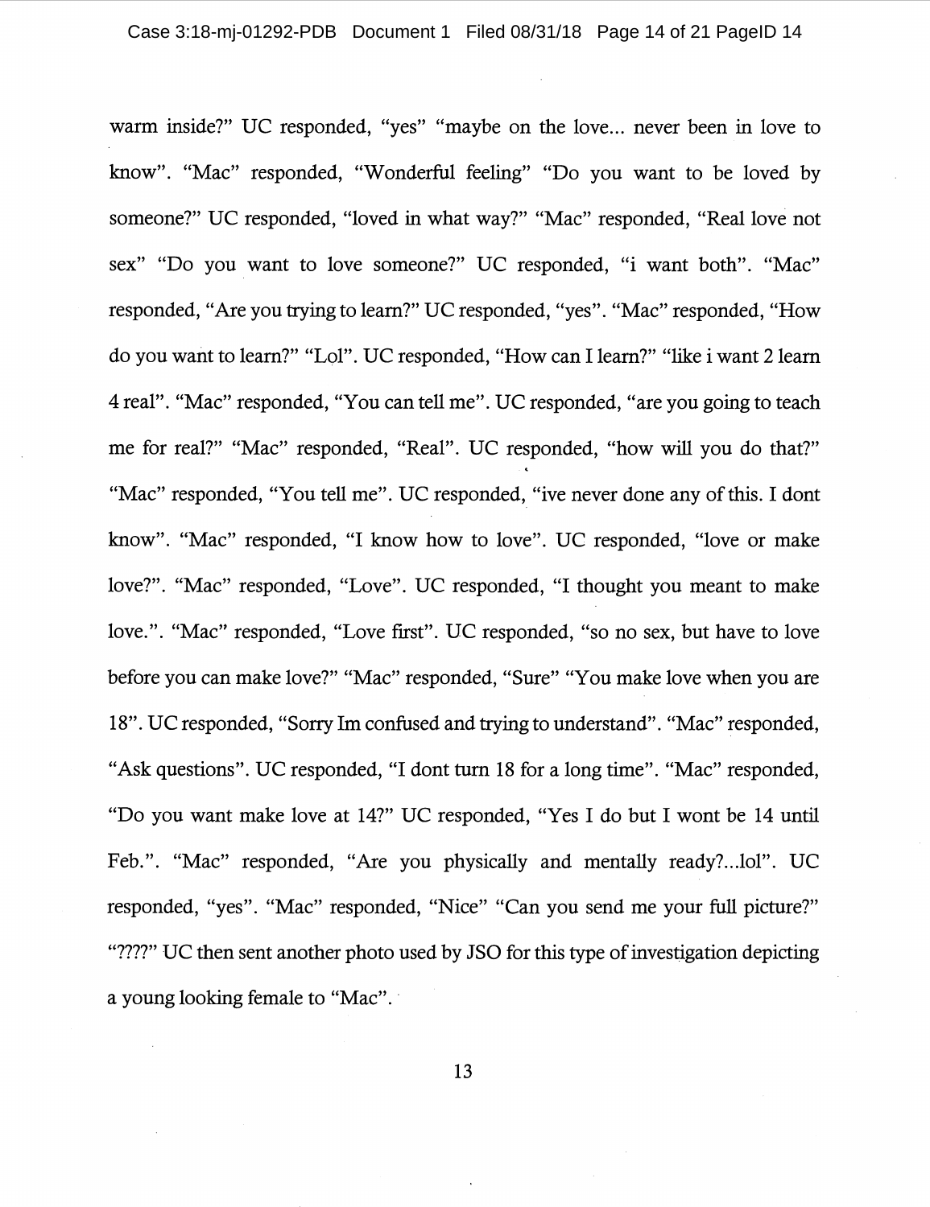warm inside?" UC responded, "yes" "maybe on the love... never been in love to know". "Mac" responded, "Wonderful feeling" "Do you want to be loved by someone?" UC responded, "loved in what way?" "Mac" responded, "Real love not sex" "Do you want to love someone?" UC responded, "i want both". "Mac" responded, "Are you trying to learn?" UC responded, "yes". "Mac" responded, "How do you want to learn?" "Lol". UC responded, "How can I learn?" "like i want 2 learn 4 real". "Mac" responded, "You can tell me". UC responded, "are you going to teach me for real?" "Mac" responded, "Real". UC responded, "how will you do that?" "Mac" responded, "You tell me". UC responded, "ive never done any of this. I dont know". "Mac" responded, "I know how to love". UC responded, "love or make love?". "Mac" responded, "Love". UC responded, "I thought you meant to make love.". "Mac" responded, "Love first". UC responded, "so no sex, but have to love before you can make love?" "Mac" responded, "Sure" "You make love when you are 18". UC responded, "Sorry Im confused and trying to understand". "Mac" responded, "Ask questions". UC responded, "I dont turn 18 for a long time". "Mac" responded, "Do you want make love at 14?" UC responded, "Yes I do but I wont be 14 until Feb.". "Mac" responded, "Are you physically and mentally ready?...lol". UC responded, "yes". "Mac" responded, "Nice" "Can you send me your full picture?" "????" UC then sent another photo used by JSO for this type of investigation depicting a young looking female to "Mac".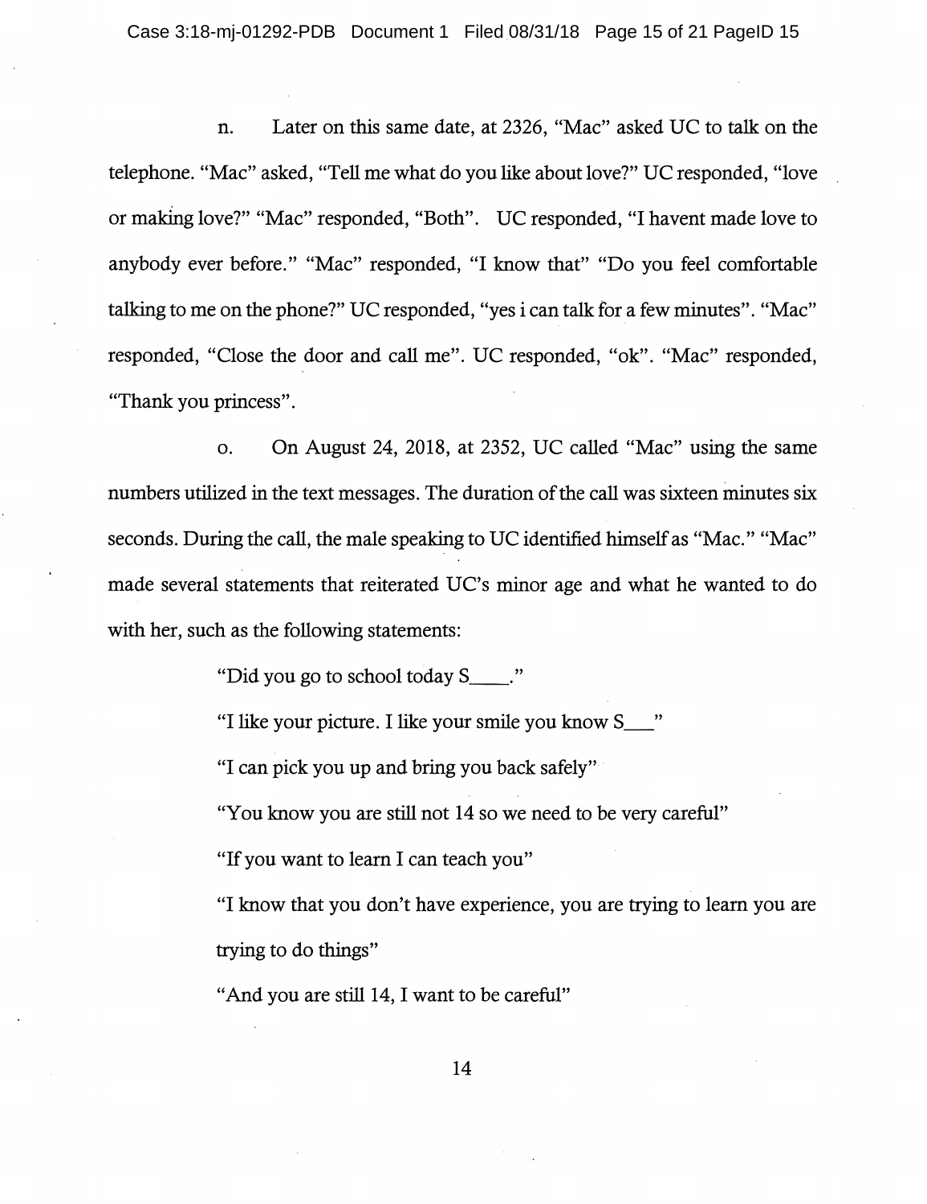n. Later on this same date, at 2326, "Mac" asked UC to talk on the telephone. "Mac" asked, "Tell me what do you like about love?" UC responded, "love or making love?" "Mac" responded, "Both". UC responded, "I havent made love to anybody ever before." "Mac" responded, "I know that" "Do you feel comfortable talking to me on the phone?" UC responded, "yes i can talk for a few minutes". "Mac" responded, "Close the door and call me". UC responded, "ok". "Mac" responded, "Thank you princess".

o. On August 24, 2018, at 2352, UC called "Mac" using the same numbers utilized in the text messages. The duration of the call was sixteen minutes six seconds. During the call, the male speaking to UC identified himself as "Mac." "Mac" made several statements that reiterated UC's minor age and what he wanted to do with her, such as the following statements:

> "Did you go to school today S____."
>
> "I like your picture. I like your smile you know S___"
>
> "I can pick you up and bring you back safely"
>
> "You know you are still not 14 so we need to be very careful"
>
> "If you want to learn I can teach you"
>
> "I know that you don't have experience, you are trying to learn you are trying to do things"
>
> "And you are still 14, I want to be careful"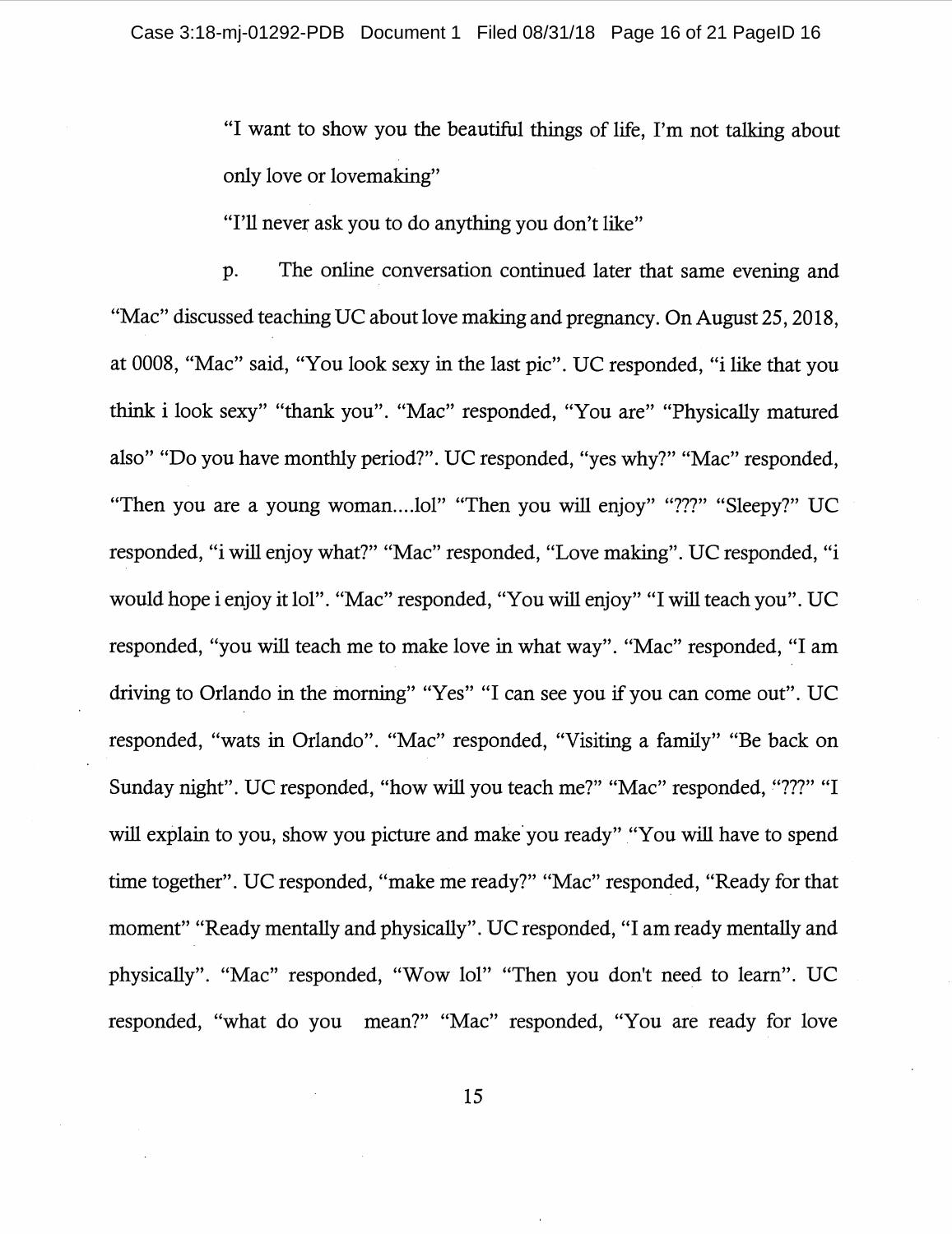"I want to show you the beautiful things of life, I'm not talking about only love or lovemaking"

"I'll never ask you to do anything you don't like"

p. The online conversation continued later that same evening and "Mac" discussed teaching UC about love making and pregnancy. On August 25, 2018, at 0008, "Mac" said, "You look sexy in the last pic". UC responded, "i like that you think i look sexy" "thank you". "Mac" responded, "You are" "Physically matured also" "Do you have monthly period?". UC responded, "yes why?" "Mac" responded, "Then you are a young woman....lol" "Then you will enjoy" "???" "Sleepy?" UC responded, "i will enjoy what?" "Mac" responded, "Love making". UC responded, "i would hope i enjoy it lol". "Mac" responded, "You will enjoy" "I will teach you". UC responded, "you will teach me to make love in what way". "Mac" responded, "I am driving to Orlando in the morning" "Yes" "I can see you if you can come out". UC responded, "wats in Orlando". "Mac" responded, "Visiting a family" "Be back on Sunday night". UC responded, "how will you teach me?" "Mac" responded, "???" "I will explain to you, show you picture and make you ready" "You will have to spend time together". UC responded, "make me ready?" "Mac" responded, "Ready for that moment" "Ready mentally and physically". UC responded, "I am ready mentally and physically". "Mac" responded, "Wow lol" "Then you don't need to learn". UC responded, "what do you mean?" "Mac" responded, "You are ready for love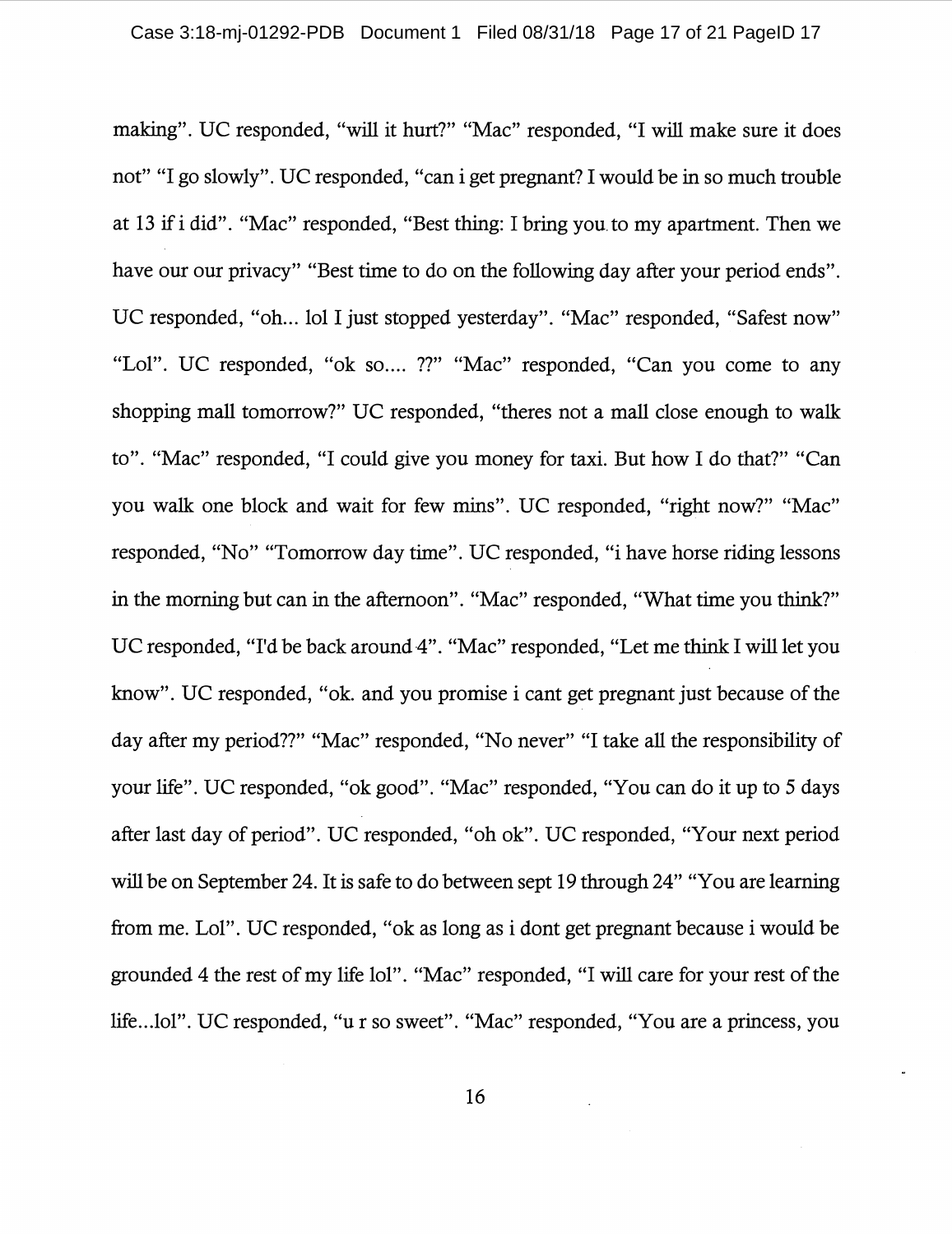making". UC responded, "will it hurt?" "Mac" responded, "I will make sure it does not" "I go slowly". UC responded, "can i get pregnant? I would be in so much trouble at 13 if i did". "Mac" responded, "Best thing: I bring you to my apartment. Then we have our our privacy" "Best time to do on the following day after your period ends". UC responded, "oh... lol I just stopped yesterday". "Mac" responded, "Safest now" "Lol". UC responded, "ok so.... ??" "Mac" responded, "Can you come to any shopping mall tomorrow?" UC responded, "theres not a mall close enough to walk to". "Mac" responded, "I could give you money for taxi. But how I do that?" "Can you walk one block and wait for few mins". UC responded, "right now?" "Mac" responded, "No" "Tomorrow day time". UC responded, "i have horse riding lessons in the morning but can in the afternoon". "Mac" responded, "What time you think?" UC responded, "I'd be back around 4". "Mac" responded, "Let me think I will let you know". UC responded, "ok. and you promise i cant get pregnant just because of the day after my period??" "Mac" responded, "No never" "I take all the responsibility of your life". UC responded, "ok good". "Mac" responded, "You can do it up to 5 days after last day of period". UC responded, "oh ok". UC responded, "Your next period will be on September 24. It is safe to do between sept 19 through 24" "You are learning from me. Lol". UC responded, "ok as long as i dont get pregnant because i would be grounded 4 the rest of my life lol". "Mac" responded, "I will care for your rest of the life...lol". UC responded, "u r so sweet". "Mac" responded, "You are a princess, you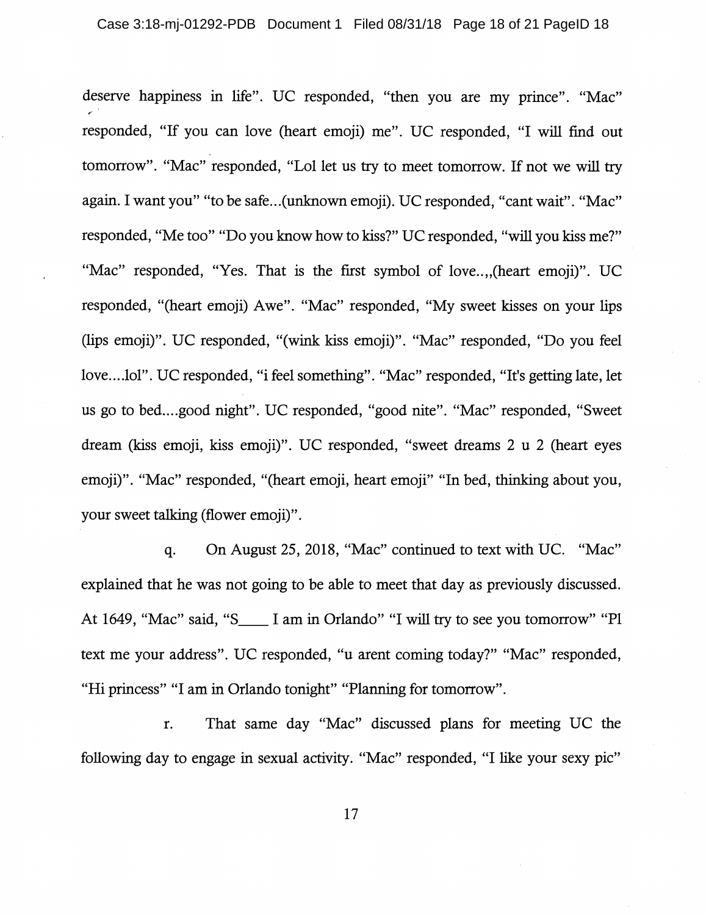deserve happiness in life". UC responded, "then you are my prince". "Mac" responded, "If you can love (heart emoji) me". UC responded, "I will find out tomorrow". "Mac" responded, "Lol let us try to meet tomorrow. If not we will try again. I want you" "to be safe...(unknown emoji). UC responded, "cant wait". "Mac" responded, "Me too" "Do you know how to kiss?" UC responded, "will you kiss me?" "Mac" responded, "Yes. That is the first symbol of love..,,(heart emoji)". UC responded, "(heart emoji) Awe". "Mac" responded, "My sweet kisses on your lips (lips emoji)". UC responded, "(wink kiss emoji)". "Mac" responded, "Do you feel love....lol". UC responded, "i feel something". "Mac" responded, "It's getting late, let us go to bed....good night". UC responded, "good nite". "Mac" responded, "Sweet dream (kiss emoji, kiss emoji)". UC responded, "sweet dreams 2 u 2 (heart eyes emoji)". "Mac" responded, "(heart emoji, heart emoji" "In bed, thinking about you, your sweet talking (flower emoji)".

q. On August 25, 2018, "Mac" continued to text with UC. "Mac" explained that he was not going to be able to meet that day as previously discussed. At 1649, "Mac" said, "S____ I am in Orlando" "I will try to see you tomorrow" "Pl text me your address". UC responded, "u arent coming today?" "Mac" responded, "Hi princess" "I am in Orlando tonight" "Planning for tomorrow".

r. That same day "Mac" discussed plans for meeting UC the following day to engage in sexual activity. "Mac" responded, "I like your sexy pic"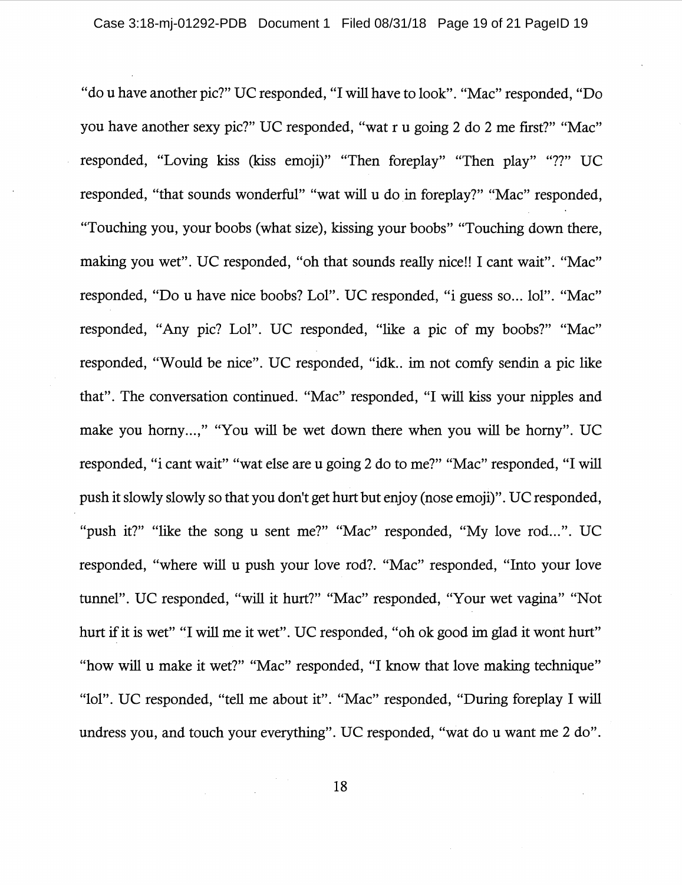"do u have another pic?" UC responded, "I will have to look". "Mac" responded, "Do you have another sexy pic?" UC responded, "wat r u going 2 do 2 me first?" "Mac" responded, "Loving kiss (kiss emoji)" "Then foreplay" "Then play" "??" UC responded, "that sounds wonderful" "wat will u do in foreplay?" "Mac" responded, "Touching you, your boobs (what size), kissing your boobs" "Touching down there, making you wet". UC responded, "oh that sounds really nice!! I cant wait". "Mac" responded, "Do u have nice boobs? Lol". UC responded, "i guess so... lol". "Mac" responded, "Any pic? Lol". UC responded, "like a pic of my boobs?" "Mac" responded, "Would be nice". UC responded, "idk.. im not comfy sendin a pic like that". The conversation continued. "Mac" responded, "I will kiss your nipples and make you horny...," "You will be wet down there when you will be horny". UC responded, "i cant wait" "wat else are u going 2 do to me?" "Mac" responded, "I will push it slowly slowly so that you don't get hurt but enjoy (nose emoji)". UC responded, "push it?" "like the song u sent me?" "Mac" responded, "My love rod...". UC responded, "where will u push your love rod?. "Mac" responded, "Into your love tunnel". UC responded, "will it hurt?" "Mac" responded, "Your wet vagina" "Not hurt if it is wet" "I will me it wet". UC responded, "oh ok good im glad it wont hurt" "how will u make it wet?" "Mac" responded, "I know that love making technique" "lol". UC responded, "tell me about it". "Mac" responded, "During foreplay I will undress you, and touch your everything". UC responded, "wat do u want me 2 do".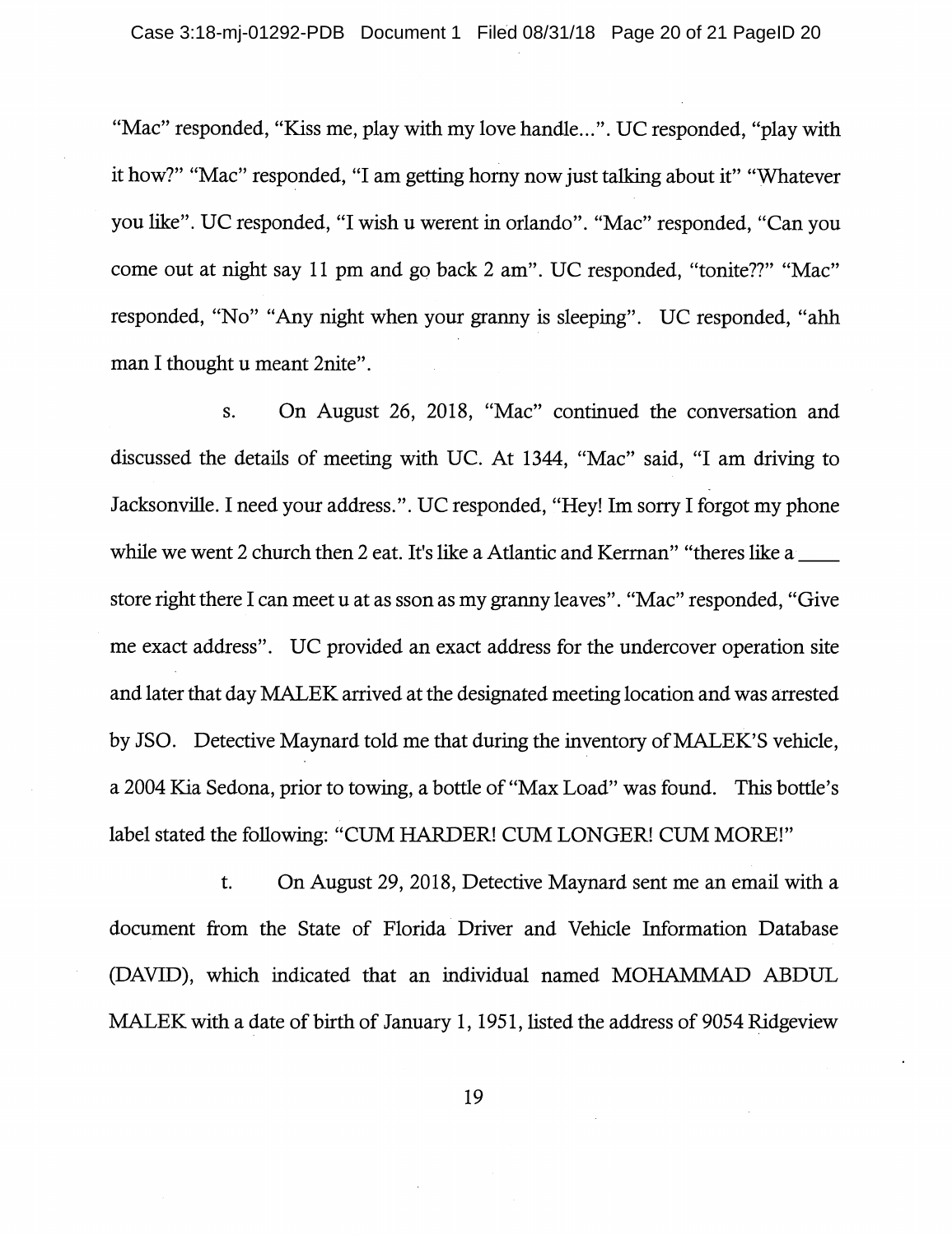"Mac" responded, "Kiss me, play with my love handle...". UC responded, "play with it how?" "Mac" responded, "I am getting horny now just talking about it" "Whatever you like". UC responded, "I wish u werent in orlando". "Mac" responded, "Can you come out at night say 11 pm and go back 2 am". UC responded, "tonite??" "Mac" responded, "No" "Any night when your granny is sleeping". UC responded, "ahh man I thought u meant 2nite".

s. On August 26, 2018, "Mac" continued the conversation and discussed the details of meeting with UC. At 1344, "Mac" said, "I am driving to Jacksonville. I need your address.". UC responded, "Hey! Im sorry I forgot my phone while we went 2 church then 2 eat. It's like a Atlantic and Kerrnan" "theres like a \_\_\_\_ store right there I can meet u at as sson as my granny leaves". "Mac" responded, "Give me exact address". UC provided an exact address for the undercover operation site and later that day MALEK arrived at the designated meeting location and was arrested by JSO. Detective Maynard told me that during the inventory of MALEK'S vehicle, a 2004 Kia Sedona, prior to towing, a bottle of "Max Load" was found. This bottle's label stated the following: "CUM HARDER! CUM LONGER! CUM MORE!"

t. On August 29, 2018, Detective Maynard sent me an email with a document from the State of Florida Driver and Vehicle Information Database (DAVID), which indicated that an individual named MOHAMMAD ABDUL MALEK with a date of birth of January 1, 1951, listed the address of 9054 Ridgeview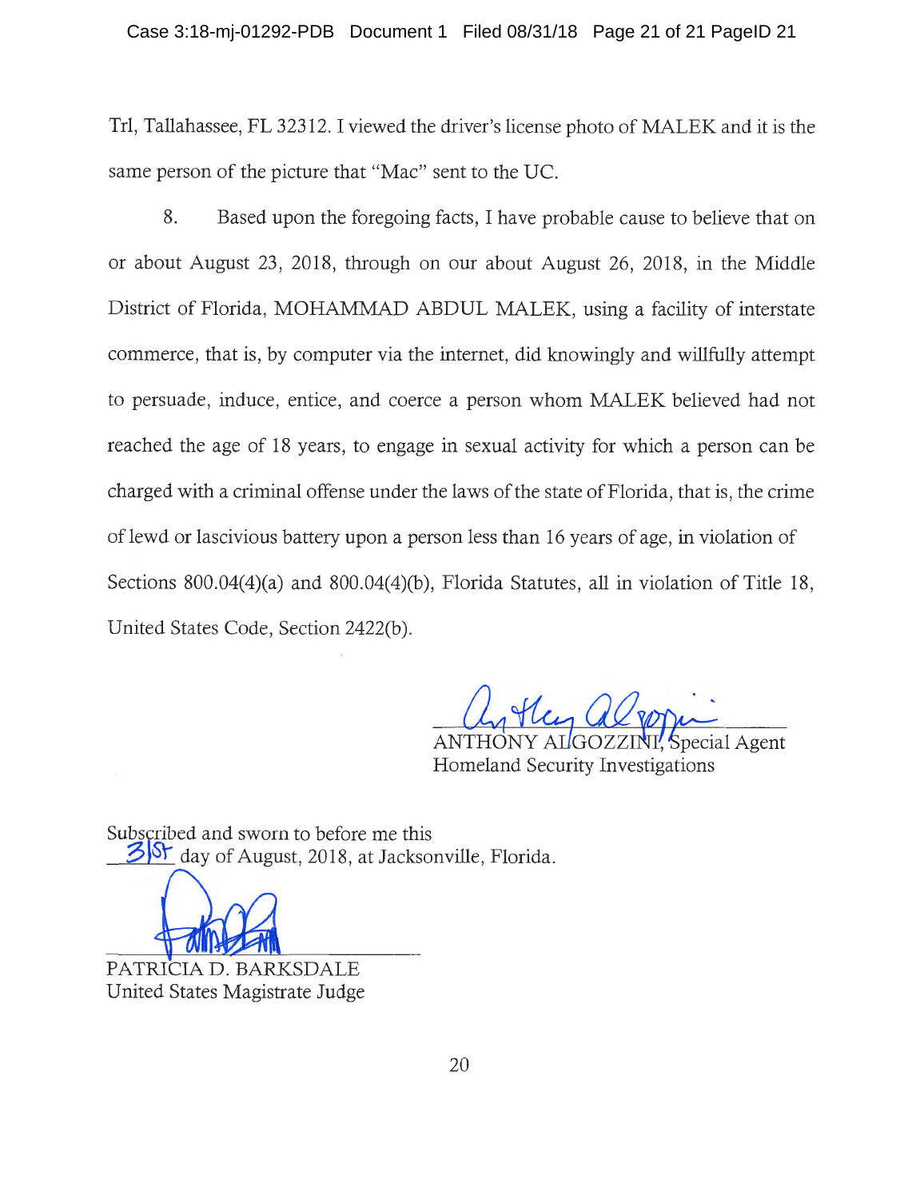Trl, Tallahassee, FL 32312. I viewed the driver's license photo of MALEK and it is the same person of the picture that "Mac" sent to the UC.

8. Based upon the foregoing facts, I have probable cause to believe that on or about August 23, 2018, through on our about August 26, 2018, in the Middle District of Florida, MOHAMMAD ABDUL MALEK, using a facility of interstate commerce, that is, by computer via the internet, did knowingly and willfully attempt to persuade, induce, entice, and coerce a person whom MALEK believed had not reached the age of 18 years, to engage in sexual activity for which a person can be charged with a criminal offense under the laws of the state of Florida, that is, the crime of lewd or lascivious battery upon a person less than 16 years of age, in violation of Sections 800.04(4)(a) and 800.04(4)(b), Florida Statutes, all in violation of Title 18, United States Code, Section 2422(b).

ANTHONY ALGOZZINI, Special Agent
Homeland Security Investigations

Subscribed and sworn to before me this
31st day of August, 2018, at Jacksonville, Florida.

PATRICIA D. BARKSDALE
United States Magistrate Judge